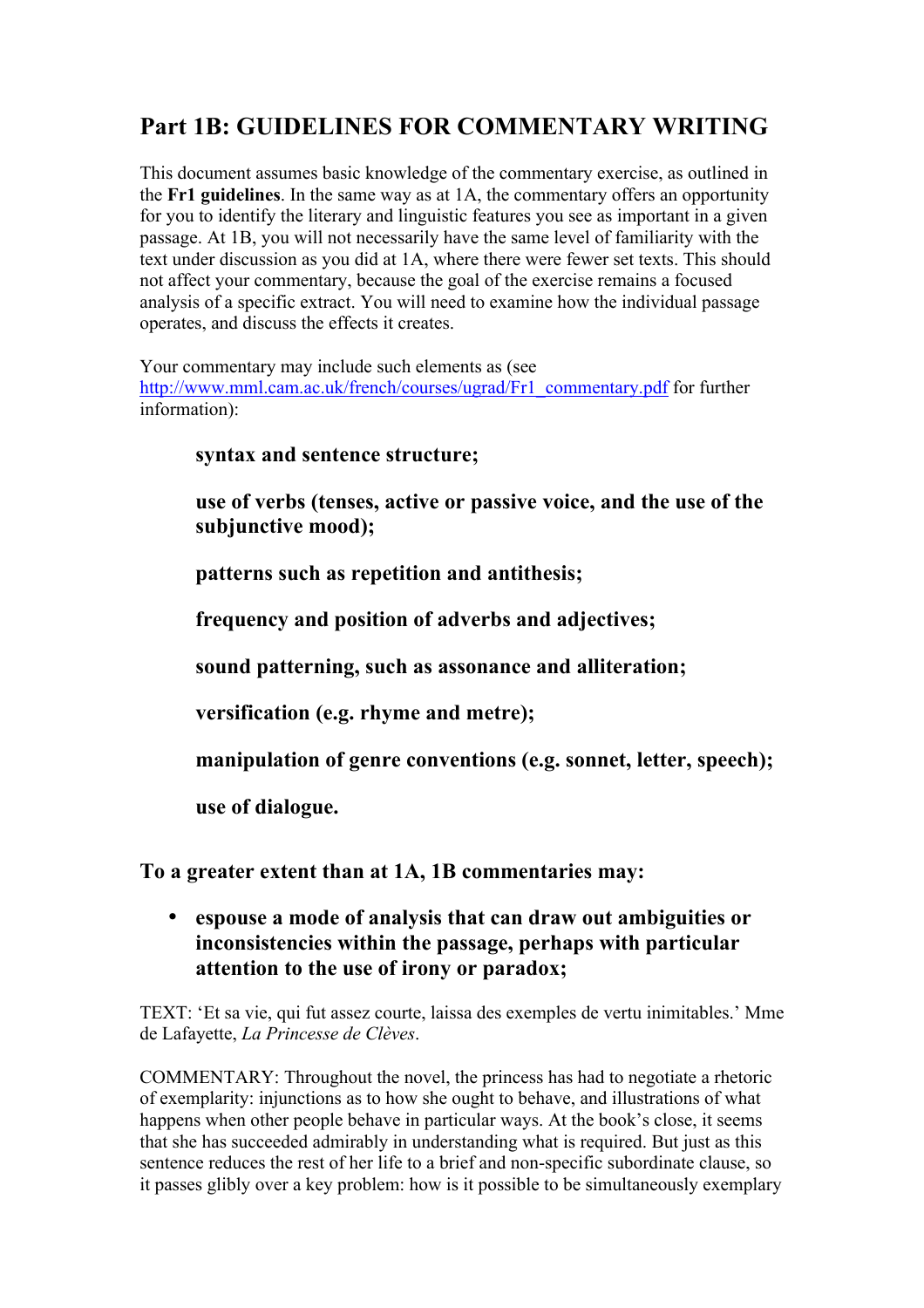# Part 1B: GUIDELINES FOR COMMENTARY WRITING

This document assumes basic knowledge of the commentary exercise, as outlined in the **Fr1 guidelines**. In the same way as at 1A, the commentary offers an opportunity for you to identify the literary and linguistic features you see as important in a given passage. At 1B, you will not necessarily have the same level of familiarity with the text under discussion as you did at 1A, where there were fewer set texts. This should not affect your commentary, because the goal of the exercise remains a focused analysis of a specific extract. You will need to examine how the individual passage operates, and discuss the effects it creates.

Your commentary may include such elements as (see [http://www.mml.cam.ac.uk/french/courses/ugrad/Fr1_commentary.pdf](http://www.mml.cam.ac.uk/french/courses/ugrad/Fr1_commentary.pdf) for further information):

> **syntax and sentence structure;**
>
> **use of verbs (tenses, active or passive voice, and the use of the subjunctive mood);**
>
> **patterns such as repetition and antithesis;**
>
> **frequency and position of adverbs and adjectives;**
>
> **sound patterning, such as assonance and alliteration;**
>
> **versification (e.g. rhyme and metre);**
>
> **manipulation of genre conventions (e.g. sonnet, letter, speech);**
>
> **use of dialogue.**

### To a greater extent than at 1A, 1B commentaries may:

- **espouse a mode of analysis that can draw out ambiguities or inconsistencies within the passage, perhaps with particular attention to the use of irony or paradox;**

TEXT: 'Et sa vie, qui fut assez courte, laissa des exemples de vertu inimitables.' Mme de Lafayette, *La Princesse de Clèves*.

COMMENTARY: Throughout the novel, the princess has had to negotiate a rhetoric of exemplarity: injunctions as to how she ought to behave, and illustrations of what happens when other people behave in particular ways. At the book's close, it seems that she has succeeded admirably in understanding what is required. But just as this sentence reduces the rest of her life to a brief and non-specific subordinate clause, so it passes glibly over a key problem: how is it possible to be simultaneously exemplary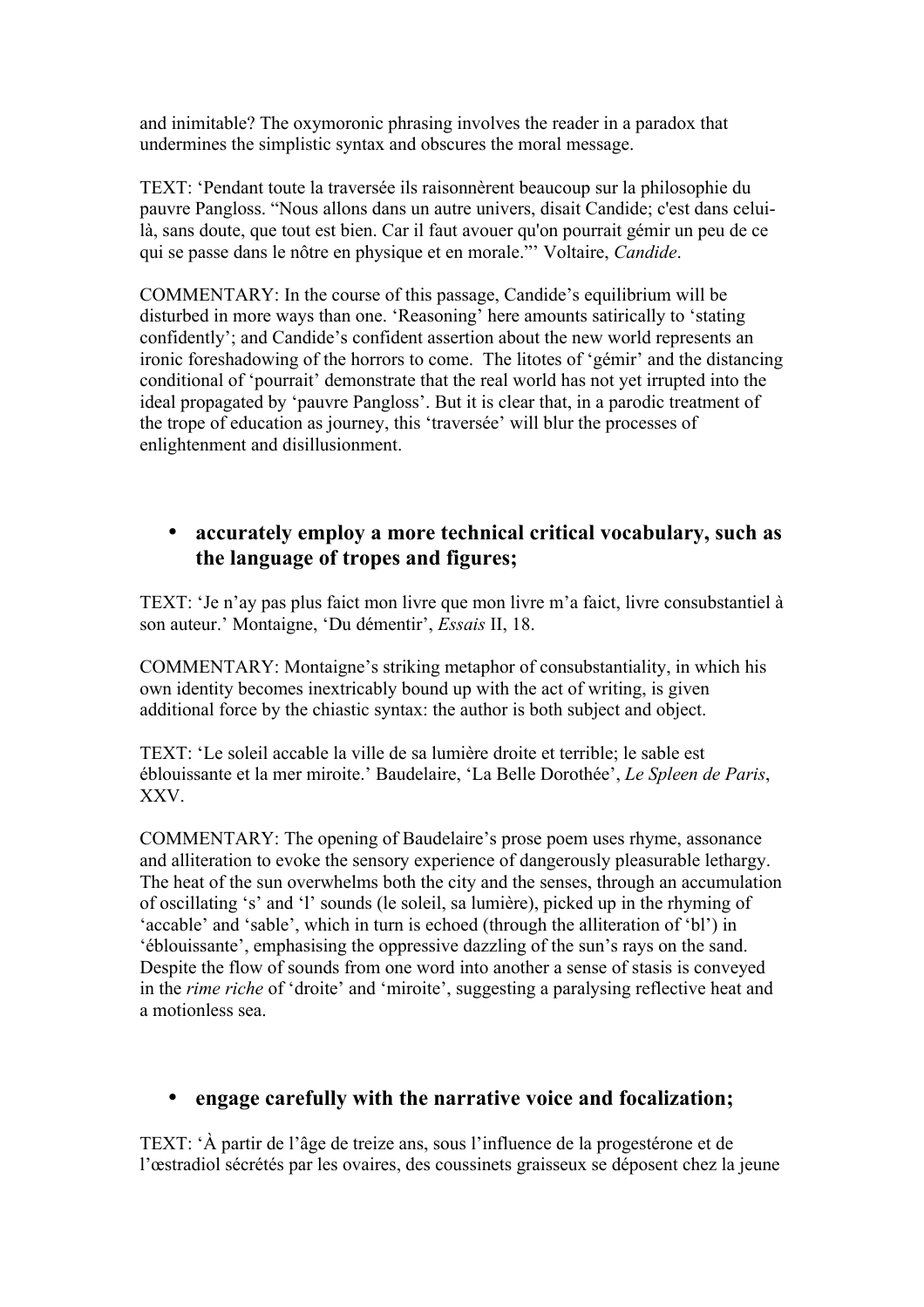and inimitable? The oxymoronic phrasing involves the reader in a paradox that undermines the simplistic syntax and obscures the moral message.

TEXT: 'Pendant toute la traversée ils raisonnèrent beaucoup sur la philosophie du pauvre Pangloss. "Nous allons dans un autre univers, disait Candide; c'est dans celui-là, sans doute, que tout est bien. Car il faut avouer qu'on pourrait gémir un peu de ce qui se passe dans le nôtre en physique et en morale."' Voltaire, *Candide*.

COMMENTARY: In the course of this passage, Candide's equilibrium will be disturbed in more ways than one. 'Reasoning' here amounts satirically to 'stating confidently'; and Candide's confident assertion about the new world represents an ironic foreshadowing of the horrors to come. The litotes of 'gémir' and the distancing conditional of 'pourrait' demonstrate that the real world has not yet irrupted into the ideal propagated by 'pauvre Pangloss'. But it is clear that, in a parodic treatment of the trope of education as journey, this 'traversée' will blur the processes of enlightenment and disillusionment.

- **accurately employ a more technical critical vocabulary, such as the language of tropes and figures;**

TEXT: 'Je n'ay pas plus faict mon livre que mon livre m'a faict, livre consubstantiel à son auteur.' Montaigne, 'Du démentir', *Essais* II, 18.

COMMENTARY: Montaigne's striking metaphor of consubstantiality, in which his own identity becomes inextricably bound up with the act of writing, is given additional force by the chiastic syntax: the author is both subject and object.

TEXT: 'Le soleil accable la ville de sa lumière droite et terrible; le sable est éblouissante et la mer miroite.' Baudelaire, 'La Belle Dorothée', *Le Spleen de Paris*, XXV.

COMMENTARY: The opening of Baudelaire's prose poem uses rhyme, assonance and alliteration to evoke the sensory experience of dangerously pleasurable lethargy. The heat of the sun overwhelms both the city and the senses, through an accumulation of oscillating 's' and 'l' sounds (le soleil, sa lumière), picked up in the rhyming of 'accable' and 'sable', which in turn is echoed (through the alliteration of 'bl') in 'éblouissante', emphasising the oppressive dazzling of the sun's rays on the sand. Despite the flow of sounds from one word into another a sense of stasis is conveyed in the *rime riche* of 'droite' and 'miroite', suggesting a paralysing reflective heat and a motionless sea.

- **engage carefully with the narrative voice and focalization;**

TEXT: 'À partir de l'âge de treize ans, sous l'influence de la progestérone et de l'œstradiol sécrétés par les ovaires, des coussinets graisseux se déposent chez la jeune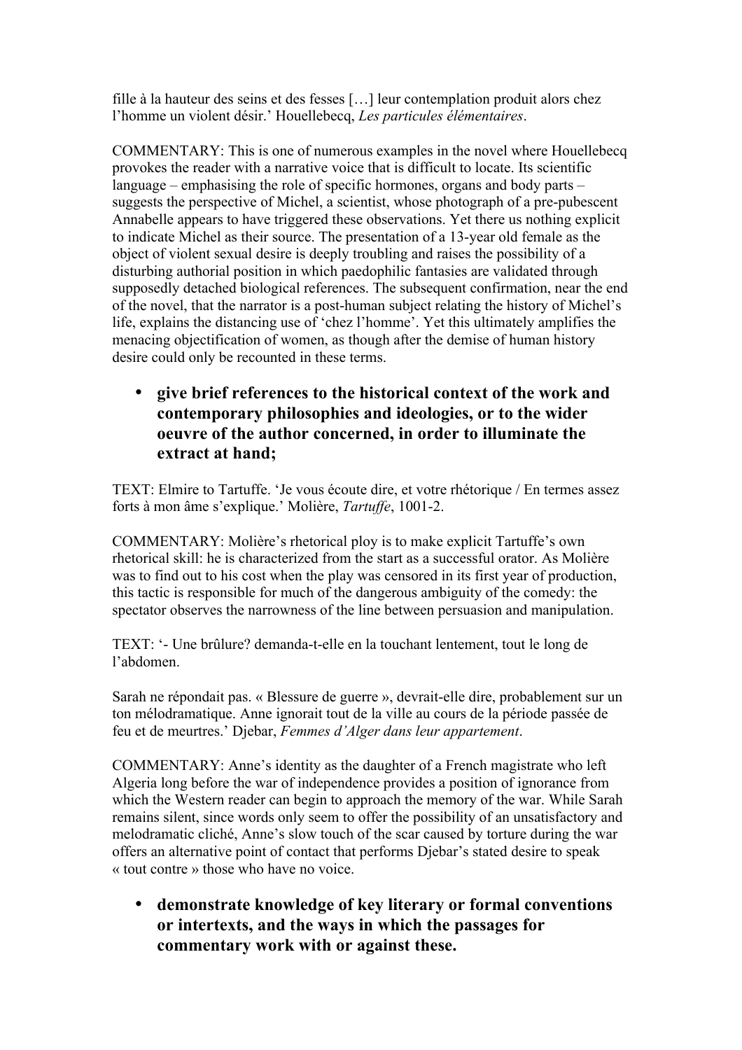fille à la hauteur des seins et des fesses […] leur contemplation produit alors chez l'homme un violent désir.' Houellebecq, *Les particules élémentaires*.

COMMENTARY: This is one of numerous examples in the novel where Houellebecq provokes the reader with a narrative voice that is difficult to locate. Its scientific language – emphasising the role of specific hormones, organs and body parts – suggests the perspective of Michel, a scientist, whose photograph of a pre-pubescent Annabelle appears to have triggered these observations. Yet there us nothing explicit to indicate Michel as their source. The presentation of a 13-year old female as the object of violent sexual desire is deeply troubling and raises the possibility of a disturbing authorial position in which paedophilic fantasies are validated through supposedly detached biological references. The subsequent confirmation, near the end of the novel, that the narrator is a post-human subject relating the history of Michel's life, explains the distancing use of 'chez l'homme'. Yet this ultimately amplifies the menacing objectification of women, as though after the demise of human history desire could only be recounted in these terms.

- **give brief references to the historical context of the work and contemporary philosophies and ideologies, or to the wider oeuvre of the author concerned, in order to illuminate the extract at hand;**

TEXT: Elmire to Tartuffe. 'Je vous écoute dire, et votre rhétorique / En termes assez forts à mon âme s'explique.' Molière, *Tartuffe*, 1001-2.

COMMENTARY: Molière's rhetorical ploy is to make explicit Tartuffe's own rhetorical skill: he is characterized from the start as a successful orator. As Molière was to find out to his cost when the play was censored in its first year of production, this tactic is responsible for much of the dangerous ambiguity of the comedy: the spectator observes the narrowness of the line between persuasion and manipulation.

TEXT: '- Une brûlure? demanda-t-elle en la touchant lentement, tout le long de l'abdomen.

Sarah ne répondait pas. « Blessure de guerre », devrait-elle dire, probablement sur un ton mélodramatique. Anne ignorait tout de la ville au cours de la période passée de feu et de meurtres.' Djebar, *Femmes d'Alger dans leur appartement*.

COMMENTARY: Anne's identity as the daughter of a French magistrate who left Algeria long before the war of independence provides a position of ignorance from which the Western reader can begin to approach the memory of the war. While Sarah remains silent, since words only seem to offer the possibility of an unsatisfactory and melodramatic cliché, Anne's slow touch of the scar caused by torture during the war offers an alternative point of contact that performs Djebar's stated desire to speak « tout contre » those who have no voice.

- **demonstrate knowledge of key literary or formal conventions or intertexts, and the ways in which the passages for commentary work with or against these.**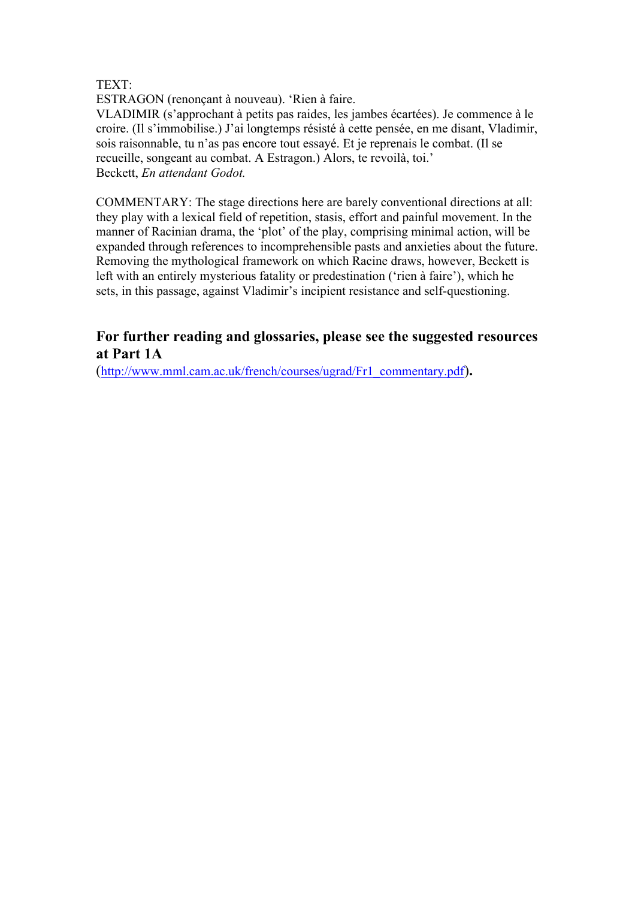TEXT:
ESTRAGON (renonçant à nouveau). 'Rien à faire.
VLADIMIR (s'approchant à petits pas raides, les jambes écartées). Je commence à le croire. (Il s'immobilise.) J'ai longtemps résisté à cette pensée, en me disant, Vladimir, sois raisonnable, tu n'as pas encore tout essayé. Et je reprenais le combat. (Il se recueille, songeant au combat. A Estragon.) Alors, te revoilà, toi.'
Beckett, *En attendant Godot.*

COMMENTARY: The stage directions here are barely conventional directions at all: they play with a lexical field of repetition, stasis, effort and painful movement. In the manner of Racinian drama, the 'plot' of the play, comprising minimal action, will be expanded through references to incomprehensible pasts and anxieties about the future. Removing the mythological framework on which Racine draws, however, Beckett is left with an entirely mysterious fatality or predestination ('rien à faire'), which he sets, in this passage, against Vladimir's incipient resistance and self-questioning.

## For further reading and glossaries, please see the suggested resources at Part 1A

(http://www.mml.cam.ac.uk/french/courses/ugrad/Fr1_commentary.pdf).